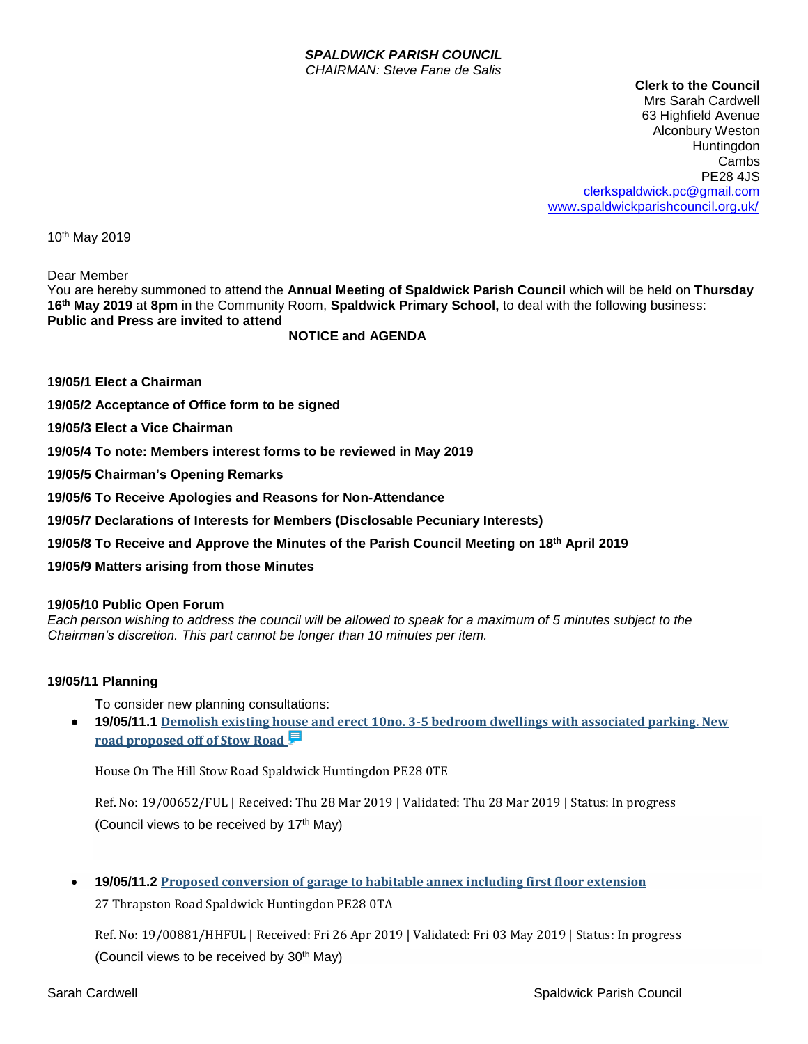***SPALDWICK PARISH COUNCIL***
*CHAIRMAN: Steve Fane de Salis*

**Clerk to the Council**
Mrs Sarah Cardwell
63 Highfield Avenue
Alconbury Weston
Huntingdon
Cambs
PE28 4JS
clerkspaldwick.pc@gmail.com
www.spaldwickparishcouncil.org.uk/

10th May 2019

Dear Member
You are hereby summoned to attend the **Annual Meeting of Spaldwick Parish Council** which will be held on **Thursday 16th May 2019** at **8pm** in the Community Room, **Spaldwick Primary School,** to deal with the following business:
**Public and Press are invited to attend**

**NOTICE and AGENDA**

**19/05/1 Elect a Chairman**

**19/05/2 Acceptance of Office form to be signed**

**19/05/3 Elect a Vice Chairman**

**19/05/4 To note: Members interest forms to be reviewed in May 2019**

**19/05/5 Chairman's Opening Remarks**

**19/05/6 To Receive Apologies and Reasons for Non-Attendance**

**19/05/7 Declarations of Interests for Members (Disclosable Pecuniary Interests)**

**19/05/8 To Receive and Approve the Minutes of the Parish Council Meeting on 18th April 2019**

**19/05/9 Matters arising from those Minutes**

**19/05/10 Public Open Forum**
*Each person wishing to address the council will be allowed to speak for a maximum of 5 minutes subject to the Chairman's discretion. This part cannot be longer than 10 minutes per item.*

**19/05/11 Planning**

To consider new planning consultations:

- **19/05/11.1 Demolish existing house and erect 10no. 3-5 bedroom dwellings with associated parking. New road proposed off of Stow Road**

  House On The Hill Stow Road Spaldwick Huntingdon PE28 0TE

  Ref. No: 19/00652/FUL | Received: Thu 28 Mar 2019 | Validated: Thu 28 Mar 2019 | Status: In progress
  (Council views to be received by 17th May)

- **19/05/11.2 Proposed conversion of garage to habitable annex including first floor extension**

  27 Thrapston Road Spaldwick Huntingdon PE28 0TA

  Ref. No: 19/00881/HHFUL | Received: Fri 26 Apr 2019 | Validated: Fri 03 May 2019 | Status: In progress
  (Council views to be received by 30th May)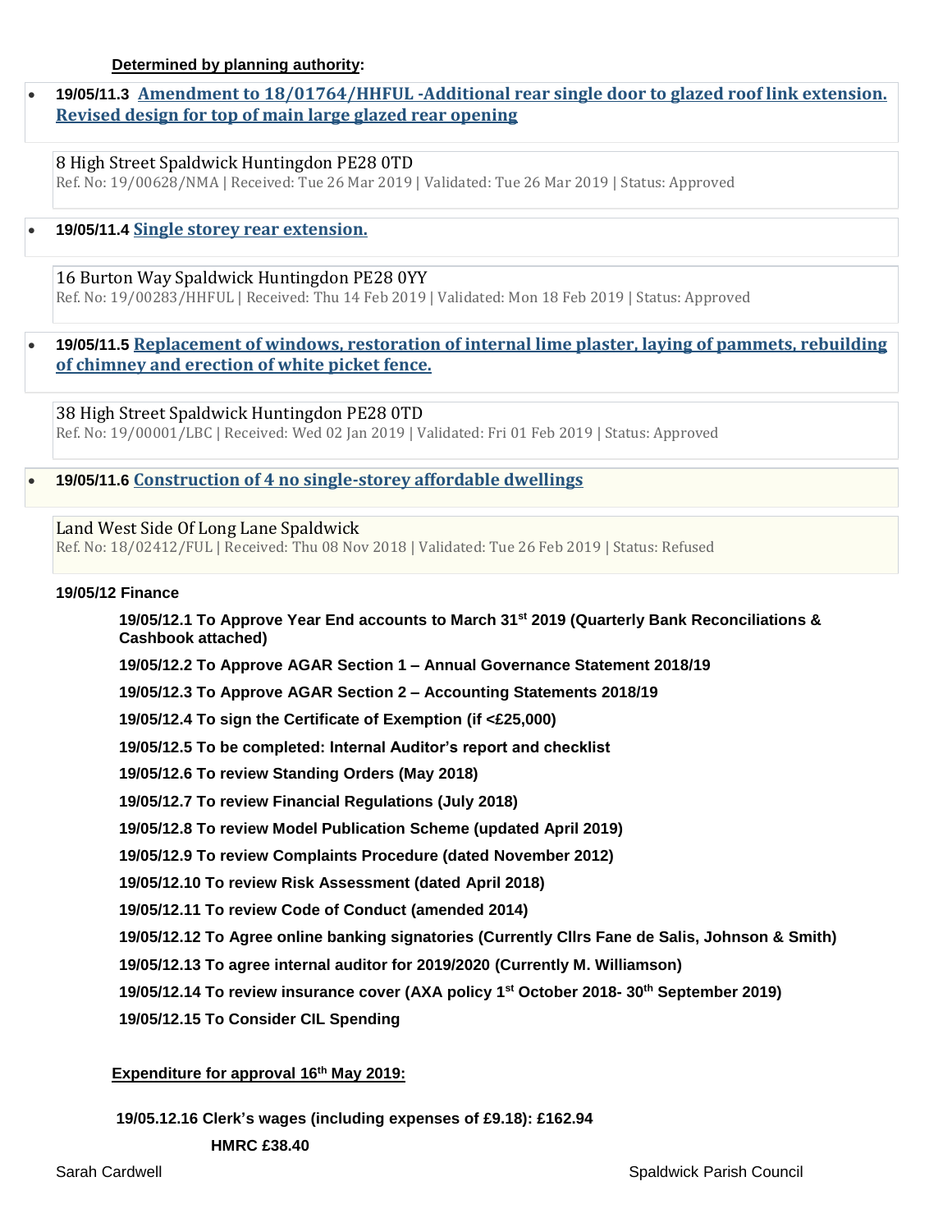**Determined by planning authority:**

- **19/05/11.3** **Amendment to 18/01764/HHFUL -Additional rear single door to glazed roof link extension. Revised design for top of main large glazed rear opening**

  8 High Street Spaldwick Huntingdon PE28 0TD
  Ref. No: 19/00628/NMA | Received: Tue 26 Mar 2019 | Validated: Tue 26 Mar 2019 | Status: Approved

- **19/05/11.4** **Single storey rear extension.**

  16 Burton Way Spaldwick Huntingdon PE28 0YY
  Ref. No: 19/00283/HHFUL | Received: Thu 14 Feb 2019 | Validated: Mon 18 Feb 2019 | Status: Approved

- **19/05/11.5** **Replacement of windows, restoration of internal lime plaster, laying of pammets, rebuilding of chimney and erection of white picket fence.**

  38 High Street Spaldwick Huntingdon PE28 0TD
  Ref. No: 19/00001/LBC | Received: Wed 02 Jan 2019 | Validated: Fri 01 Feb 2019 | Status: Approved

- **19/05/11.6** **Construction of 4 no single-storey affordable dwellings**

  Land West Side Of Long Lane Spaldwick
  Ref. No: 18/02412/FUL | Received: Thu 08 Nov 2018 | Validated: Tue 26 Feb 2019 | Status: Refused

**19/05/12 Finance**

**19/05/12.1 To Approve Year End accounts to March 31st 2019 (Quarterly Bank Reconciliations & Cashbook attached)**

**19/05/12.2 To Approve AGAR Section 1 – Annual Governance Statement 2018/19**

**19/05/12.3 To Approve AGAR Section 2 – Accounting Statements 2018/19**

**19/05/12.4 To sign the Certificate of Exemption (if <£25,000)**

**19/05/12.5 To be completed: Internal Auditor's report and checklist**

**19/05/12.6 To review Standing Orders (May 2018)**

**19/05/12.7 To review Financial Regulations (July 2018)**

**19/05/12.8 To review Model Publication Scheme (updated April 2019)**

**19/05/12.9 To review Complaints Procedure (dated November 2012)**

**19/05/12.10 To review Risk Assessment (dated April 2018)**

**19/05/12.11 To review Code of Conduct (amended 2014)**

**19/05/12.12 To Agree online banking signatories (Currently Cllrs Fane de Salis, Johnson & Smith)**

**19/05/12.13 To agree internal auditor for 2019/2020 (Currently M. Williamson)**

**19/05/12.14 To review insurance cover (AXA policy 1st October 2018- 30th September 2019)**

**19/05/12.15 To Consider CIL Spending**

**Expenditure for approval 16th May 2019:**

**19/05.12.16 Clerk's wages (including expenses of £9.18): £162.94**

**HMRC £38.40**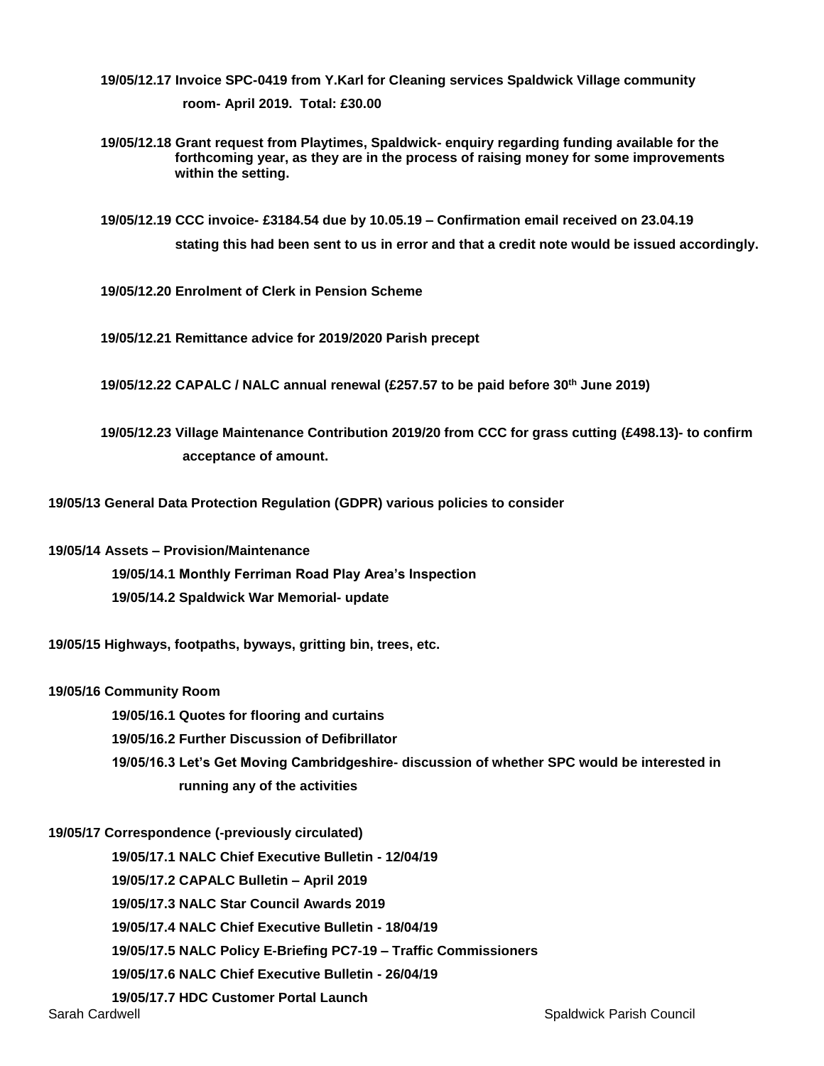**19/05/12.17 Invoice SPC-0419 from Y.Karl for Cleaning services Spaldwick Village community room- April 2019. Total: £30.00**

**19/05/12.18 Grant request from Playtimes, Spaldwick- enquiry regarding funding available for the forthcoming year, as they are in the process of raising money for some improvements within the setting.**

**19/05/12.19 CCC invoice- £3184.54 due by 10.05.19 – Confirmation email received on 23.04.19 stating this had been sent to us in error and that a credit note would be issued accordingly.**

**19/05/12.20 Enrolment of Clerk in Pension Scheme**

**19/05/12.21 Remittance advice for 2019/2020 Parish precept**

**19/05/12.22 CAPALC / NALC annual renewal (£257.57 to be paid before 30th June 2019)**

**19/05/12.23 Village Maintenance Contribution 2019/20 from CCC for grass cutting (£498.13)- to confirm acceptance of amount.**

**19/05/13 General Data Protection Regulation (GDPR) various policies to consider**

**19/05/14 Assets – Provision/Maintenance**

**19/05/14.1 Monthly Ferriman Road Play Area's Inspection**

**19/05/14.2 Spaldwick War Memorial- update**

**19/05/15 Highways, footpaths, byways, gritting bin, trees, etc.**

**19/05/16 Community Room**

**19/05/16.1 Quotes for flooring and curtains**

**19/05/16.2 Further Discussion of Defibrillator**

**19/05/16.3 Let's Get Moving Cambridgeshire- discussion of whether SPC would be interested in running any of the activities**

**19/05/17 Correspondence (-previously circulated)**

**19/05/17.1 NALC Chief Executive Bulletin - 12/04/19**

**19/05/17.2 CAPALC Bulletin – April 2019**

**19/05/17.3 NALC Star Council Awards 2019**

**19/05/17.4 NALC Chief Executive Bulletin - 18/04/19**

**19/05/17.5 NALC Policy E-Briefing PC7-19 – Traffic Commissioners**

**19/05/17.6 NALC Chief Executive Bulletin - 26/04/19**

**19/05/17.7 HDC Customer Portal Launch**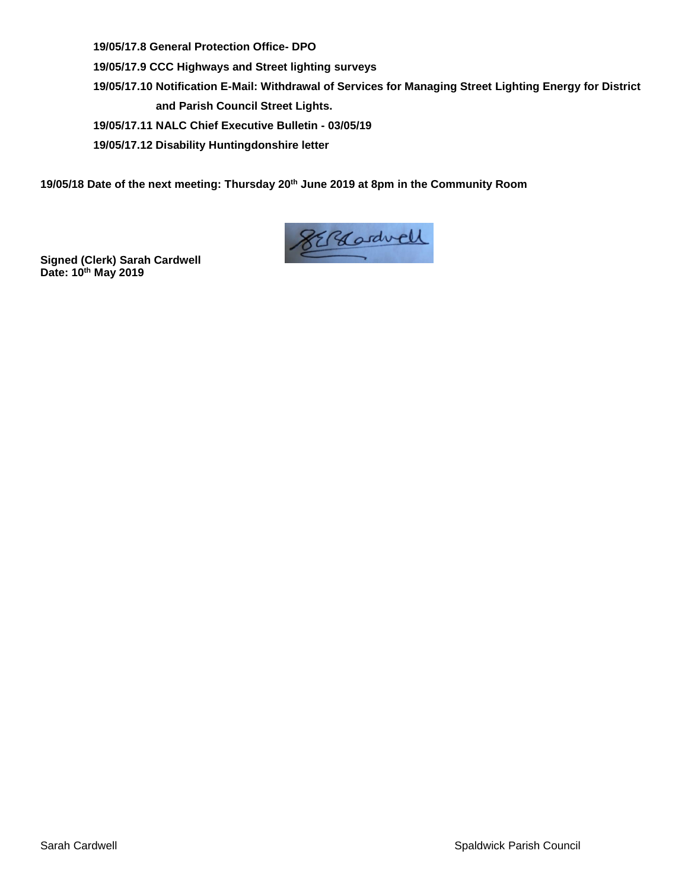**19/05/17.8 General Protection Office- DPO**

**19/05/17.9 CCC Highways and Street lighting surveys**

**19/05/17.10 Notification E-Mail: Withdrawal of Services for Managing Street Lighting Energy for District and Parish Council Street Lights.**

**19/05/17.11 NALC Chief Executive Bulletin - 03/05/19**

**19/05/17.12 Disability Huntingdonshire letter**

**19/05/18 Date of the next meeting: Thursday 20th June 2019 at 8pm in the Community Room**

**Signed (Clerk) Sarah Cardwell**
**Date: 10th May 2019**